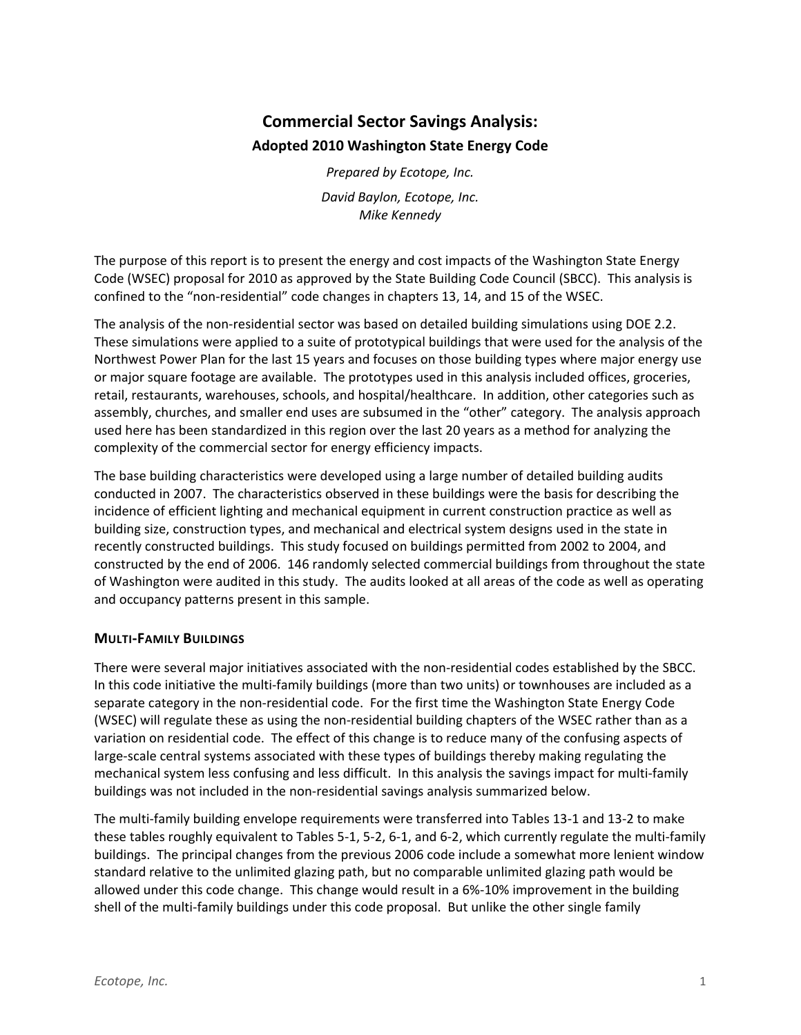# Commercial Sector Savings Analysis:

## Adopted 2010 Washington State Energy Code

*Prepared by Ecotope, Inc.*

*David Baylon, Ecotope, Inc.*
*Mike Kennedy*

The purpose of this report is to present the energy and cost impacts of the Washington State Energy Code (WSEC) proposal for 2010 as approved by the State Building Code Council (SBCC). This analysis is confined to the "non-residential" code changes in chapters 13, 14, and 15 of the WSEC.

The analysis of the non-residential sector was based on detailed building simulations using DOE 2.2. These simulations were applied to a suite of prototypical buildings that were used for the analysis of the Northwest Power Plan for the last 15 years and focuses on those building types where major energy use or major square footage are available. The prototypes used in this analysis included offices, groceries, retail, restaurants, warehouses, schools, and hospital/healthcare. In addition, other categories such as assembly, churches, and smaller end uses are subsumed in the "other" category. The analysis approach used here has been standardized in this region over the last 20 years as a method for analyzing the complexity of the commercial sector for energy efficiency impacts.

The base building characteristics were developed using a large number of detailed building audits conducted in 2007. The characteristics observed in these buildings were the basis for describing the incidence of efficient lighting and mechanical equipment in current construction practice as well as building size, construction types, and mechanical and electrical system designs used in the state in recently constructed buildings. This study focused on buildings permitted from 2002 to 2004, and constructed by the end of 2006. 146 randomly selected commercial buildings from throughout the state of Washington were audited in this study. The audits looked at all areas of the code as well as operating and occupancy patterns present in this sample.

### Multi-Family Buildings

There were several major initiatives associated with the non-residential codes established by the SBCC. In this code initiative the multi-family buildings (more than two units) or townhouses are included as a separate category in the non-residential code. For the first time the Washington State Energy Code (WSEC) will regulate these as using the non-residential building chapters of the WSEC rather than as a variation on residential code. The effect of this change is to reduce many of the confusing aspects of large-scale central systems associated with these types of buildings thereby making regulating the mechanical system less confusing and less difficult. In this analysis the savings impact for multi-family buildings was not included in the non-residential savings analysis summarized below.

The multi-family building envelope requirements were transferred into Tables 13-1 and 13-2 to make these tables roughly equivalent to Tables 5-1, 5-2, 6-1, and 6-2, which currently regulate the multi-family buildings. The principal changes from the previous 2006 code include a somewhat more lenient window standard relative to the unlimited glazing path, but no comparable unlimited glazing path would be allowed under this code change. This change would result in a 6%-10% improvement in the building shell of the multi-family buildings under this code proposal. But unlike the other single family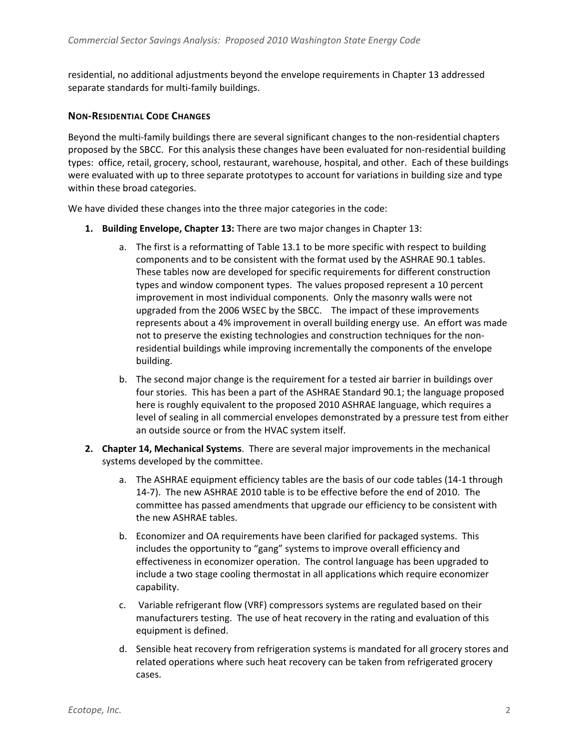residential, no additional adjustments beyond the envelope requirements in Chapter 13 addressed separate standards for multi-family buildings.

### NON-RESIDENTIAL CODE CHANGES

Beyond the multi-family buildings there are several significant changes to the non-residential chapters proposed by the SBCC. For this analysis these changes have been evaluated for non-residential building types: office, retail, grocery, school, restaurant, warehouse, hospital, and other. Each of these buildings were evaluated with up to three separate prototypes to account for variations in building size and type within these broad categories.

We have divided these changes into the three major categories in the code:

1. **Building Envelope, Chapter 13:** There are two major changes in Chapter 13:
    a. The first is a reformatting of Table 13.1 to be more specific with respect to building components and to be consistent with the format used by the ASHRAE 90.1 tables. These tables now are developed for specific requirements for different construction types and window component types. The values proposed represent a 10 percent improvement in most individual components. Only the masonry walls were not upgraded from the 2006 WSEC by the SBCC. The impact of these improvements represents about a 4% improvement in overall building energy use. An effort was made not to preserve the existing technologies and construction techniques for the non-residential buildings while improving incrementally the components of the envelope building.
    b. The second major change is the requirement for a tested air barrier in buildings over four stories. This has been a part of the ASHRAE Standard 90.1; the language proposed here is roughly equivalent to the proposed 2010 ASHRAE language, which requires a level of sealing in all commercial envelopes demonstrated by a pressure test from either an outside source or from the HVAC system itself.
2. **Chapter 14, Mechanical Systems**. There are several major improvements in the mechanical systems developed by the committee.
    a. The ASHRAE equipment efficiency tables are the basis of our code tables (14-1 through 14-7). The new ASHRAE 2010 table is to be effective before the end of 2010. The committee has passed amendments that upgrade our efficiency to be consistent with the new ASHRAE tables.
    b. Economizer and OA requirements have been clarified for packaged systems. This includes the opportunity to "gang" systems to improve overall efficiency and effectiveness in economizer operation. The control language has been upgraded to include a two stage cooling thermostat in all applications which require economizer capability.
    c. Variable refrigerant flow (VRF) compressors systems are regulated based on their manufacturers testing. The use of heat recovery in the rating and evaluation of this equipment is defined.
    d. Sensible heat recovery from refrigeration systems is mandated for all grocery stores and related operations where such heat recovery can be taken from refrigerated grocery cases.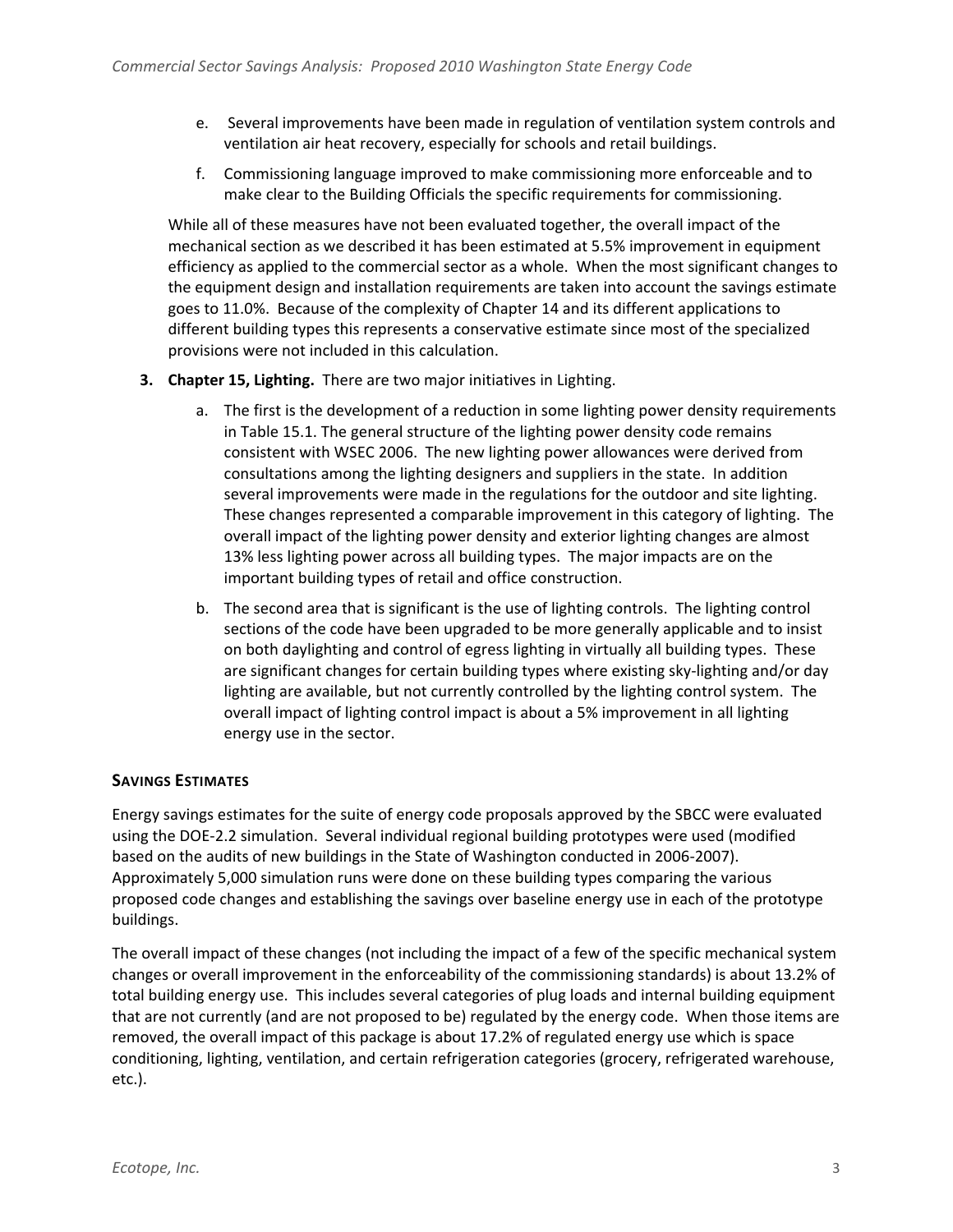e. Several improvements have been made in regulation of ventilation system controls and ventilation air heat recovery, especially for schools and retail buildings.

f. Commissioning language improved to make commissioning more enforceable and to make clear to the Building Officials the specific requirements for commissioning.

While all of these measures have not been evaluated together, the overall impact of the mechanical section as we described it has been estimated at 5.5% improvement in equipment efficiency as applied to the commercial sector as a whole. When the most significant changes to the equipment design and installation requirements are taken into account the savings estimate goes to 11.0%. Because of the complexity of Chapter 14 and its different applications to different building types this represents a conservative estimate since most of the specialized provisions were not included in this calculation.

3. **Chapter 15, Lighting.** There are two major initiatives in Lighting.

   a. The first is the development of a reduction in some lighting power density requirements in Table 15.1. The general structure of the lighting power density code remains consistent with WSEC 2006. The new lighting power allowances were derived from consultations among the lighting designers and suppliers in the state. In addition several improvements were made in the regulations for the outdoor and site lighting. These changes represented a comparable improvement in this category of lighting. The overall impact of the lighting power density and exterior lighting changes are almost 13% less lighting power across all building types. The major impacts are on the important building types of retail and office construction.

   b. The second area that is significant is the use of lighting controls. The lighting control sections of the code have been upgraded to be more generally applicable and to insist on both daylighting and control of egress lighting in virtually all building types. These are significant changes for certain building types where existing sky-lighting and/or day lighting are available, but not currently controlled by the lighting control system. The overall impact of lighting control impact is about a 5% improvement in all lighting energy use in the sector.

## SAVINGS ESTIMATES

Energy savings estimates for the suite of energy code proposals approved by the SBCC were evaluated using the DOE-2.2 simulation. Several individual regional building prototypes were used (modified based on the audits of new buildings in the State of Washington conducted in 2006-2007). Approximately 5,000 simulation runs were done on these building types comparing the various proposed code changes and establishing the savings over baseline energy use in each of the prototype buildings.

The overall impact of these changes (not including the impact of a few of the specific mechanical system changes or overall improvement in the enforceability of the commissioning standards) is about 13.2% of total building energy use. This includes several categories of plug loads and internal building equipment that are not currently (and are not proposed to be) regulated by the energy code. When those items are removed, the overall impact of this package is about 17.2% of regulated energy use which is space conditioning, lighting, ventilation, and certain refrigeration categories (grocery, refrigerated warehouse, etc.).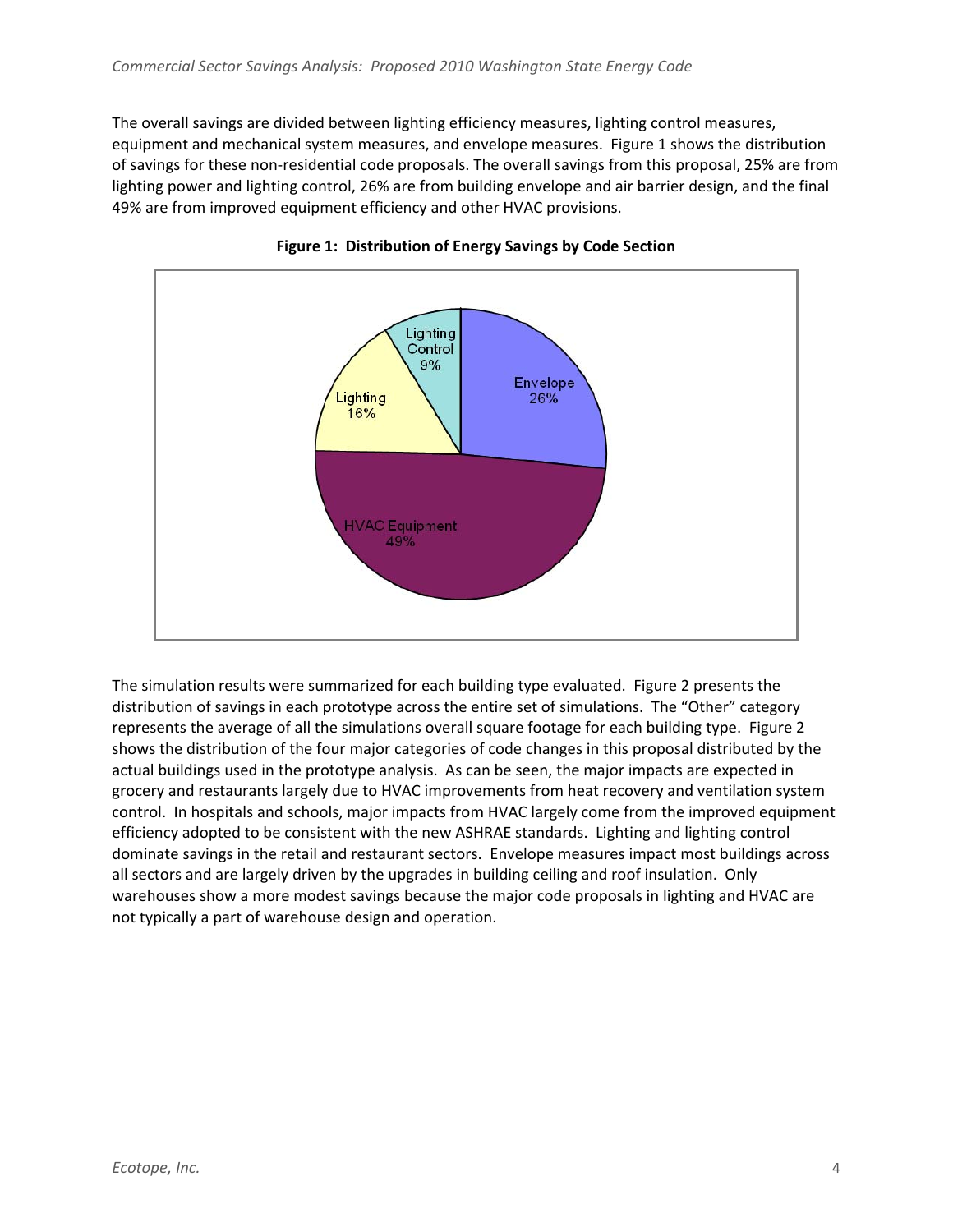The overall savings are divided between lighting efficiency measures, lighting control measures, equipment and mechanical system measures, and envelope measures. Figure 1 shows the distribution of savings for these non-residential code proposals. The overall savings from this proposal, 25% are from lighting power and lighting control, 26% are from building envelope and air barrier design, and the final 49% are from improved equipment efficiency and other HVAC provisions.

**Figure 1: Distribution of Energy Savings by Code Section**

| Category | Share |
|---|---|
| Envelope | 26% |
| HVAC Equipment | 49% |
| Lighting | 16% |
| Lighting Control | 9% |

The simulation results were summarized for each building type evaluated. Figure 2 presents the distribution of savings in each prototype across the entire set of simulations. The "Other" category represents the average of all the simulations overall square footage for each building type. Figure 2 shows the distribution of the four major categories of code changes in this proposal distributed by the actual buildings used in the prototype analysis. As can be seen, the major impacts are expected in grocery and restaurants largely due to HVAC improvements from heat recovery and ventilation system control. In hospitals and schools, major impacts from HVAC largely come from the improved equipment efficiency adopted to be consistent with the new ASHRAE standards. Lighting and lighting control dominate savings in the retail and restaurant sectors. Envelope measures impact most buildings across all sectors and are largely driven by the upgrades in building ceiling and roof insulation. Only warehouses show a more modest savings because the major code proposals in lighting and HVAC are not typically a part of warehouse design and operation.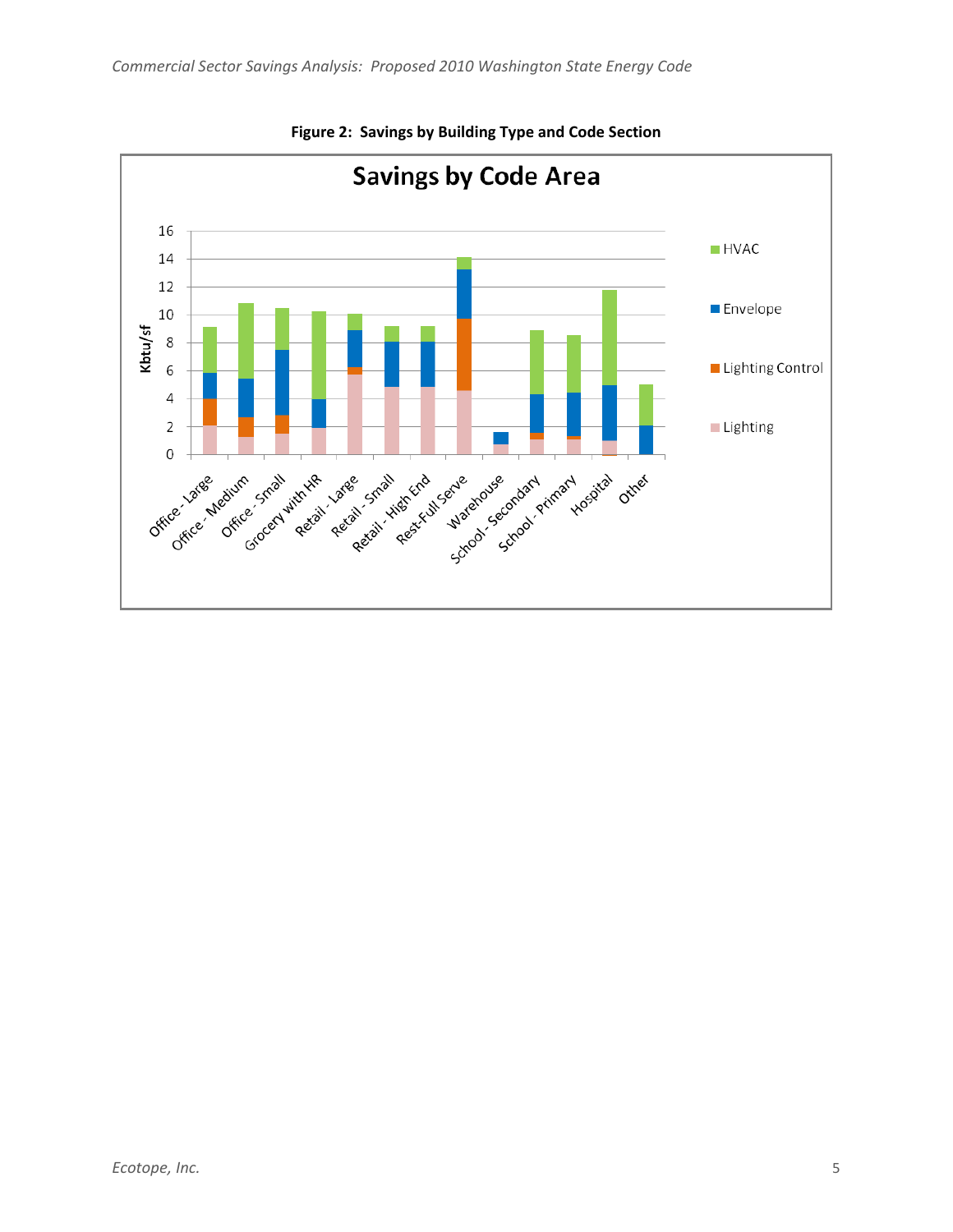**Figure 2: Savings by Building Type and Code Section**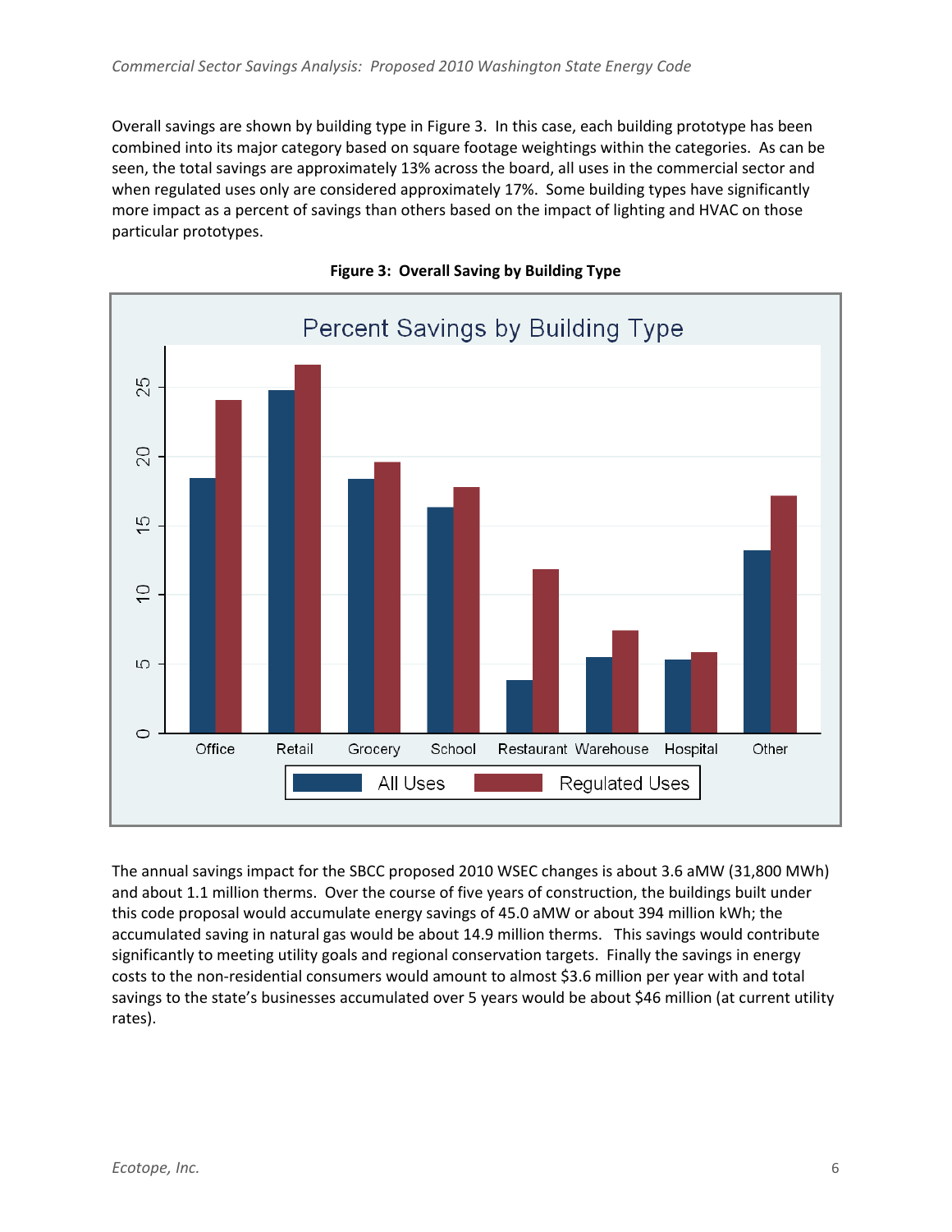Overall savings are shown by building type in Figure 3. In this case, each building prototype has been combined into its major category based on square footage weightings within the categories. As can be seen, the total savings are approximately 13% across the board, all uses in the commercial sector and when regulated uses only are considered approximately 17%. Some building types have significantly more impact as a percent of savings than others based on the impact of lighting and HVAC on those particular prototypes.

**Figure 3: Overall Saving by Building Type**

The annual savings impact for the SBCC proposed 2010 WSEC changes is about 3.6 aMW (31,800 MWh) and about 1.1 million therms. Over the course of five years of construction, the buildings built under this code proposal would accumulate energy savings of 45.0 aMW or about 394 million kWh; the accumulated saving in natural gas would be about 14.9 million therms. This savings would contribute significantly to meeting utility goals and regional conservation targets. Finally the savings in energy costs to the non-residential consumers would amount to almost $3.6 million per year with and total savings to the state's businesses accumulated over 5 years would be about $46 million (at current utility rates).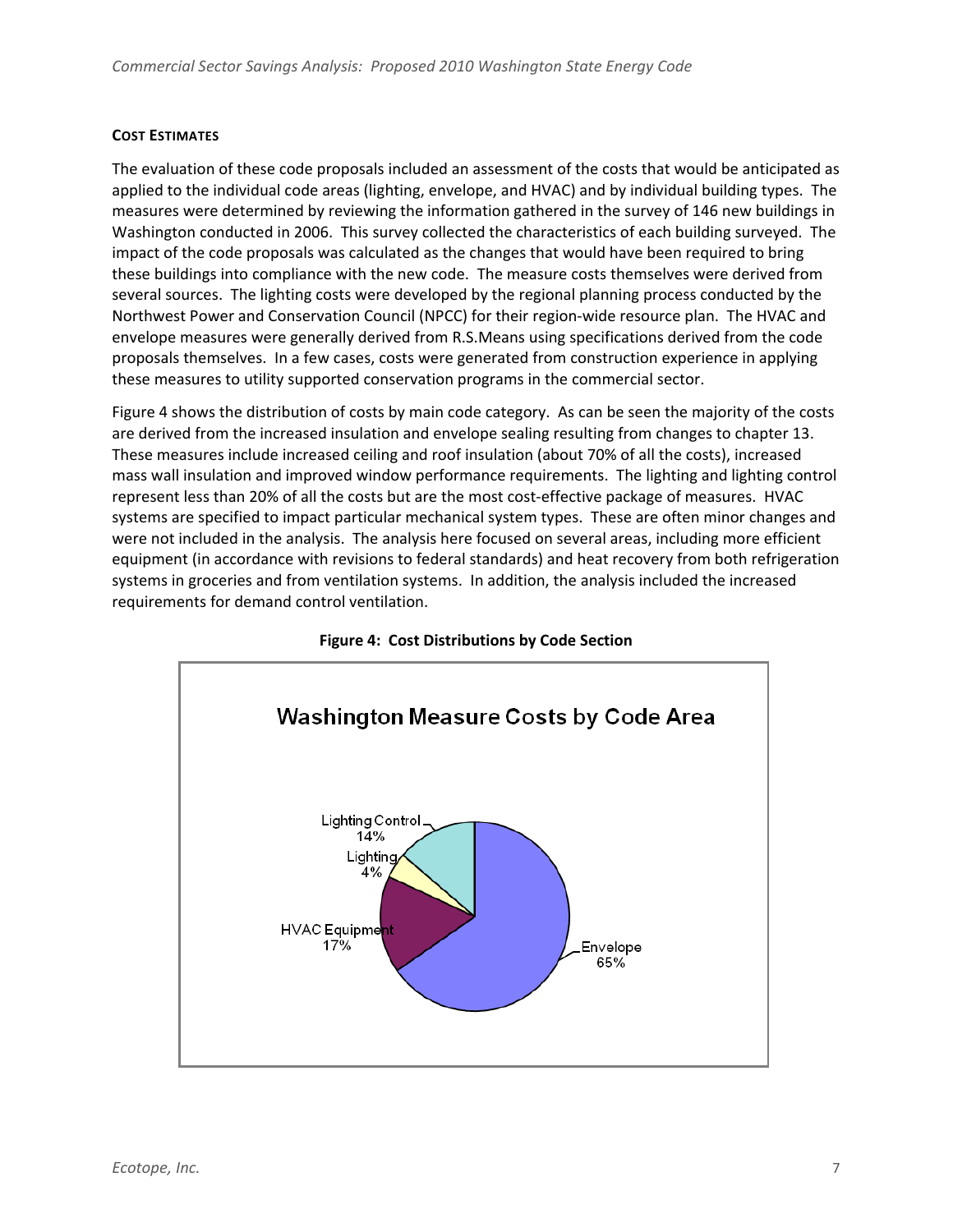#### COST ESTIMATES

The evaluation of these code proposals included an assessment of the costs that would be anticipated as applied to the individual code areas (lighting, envelope, and HVAC) and by individual building types. The measures were determined by reviewing the information gathered in the survey of 146 new buildings in Washington conducted in 2006. This survey collected the characteristics of each building surveyed. The impact of the code proposals was calculated as the changes that would have been required to bring these buildings into compliance with the new code. The measure costs themselves were derived from several sources. The lighting costs were developed by the regional planning process conducted by the Northwest Power and Conservation Council (NPCC) for their region-wide resource plan. The HVAC and envelope measures were generally derived from R.S.Means using specifications derived from the code proposals themselves. In a few cases, costs were generated from construction experience in applying these measures to utility supported conservation programs in the commercial sector.

Figure 4 shows the distribution of costs by main code category. As can be seen the majority of the costs are derived from the increased insulation and envelope sealing resulting from changes to chapter 13. These measures include increased ceiling and roof insulation (about 70% of all the costs), increased mass wall insulation and improved window performance requirements. The lighting and lighting control represent less than 20% of all the costs but are the most cost-effective package of measures. HVAC systems are specified to impact particular mechanical system types. These are often minor changes and were not included in the analysis. The analysis here focused on several areas, including more efficient equipment (in accordance with revisions to federal standards) and heat recovery from both refrigeration systems in groceries and from ventilation systems. In addition, the analysis included the increased requirements for demand control ventilation.

**Figure 4: Cost Distributions by Code Section**

Washington Measure Costs by Code Area

| Code Area | Share |
|---|---|
| Envelope | 65% |
| HVAC Equipment | 17% |
| Lighting | 4% |
| Lighting Control | 14% |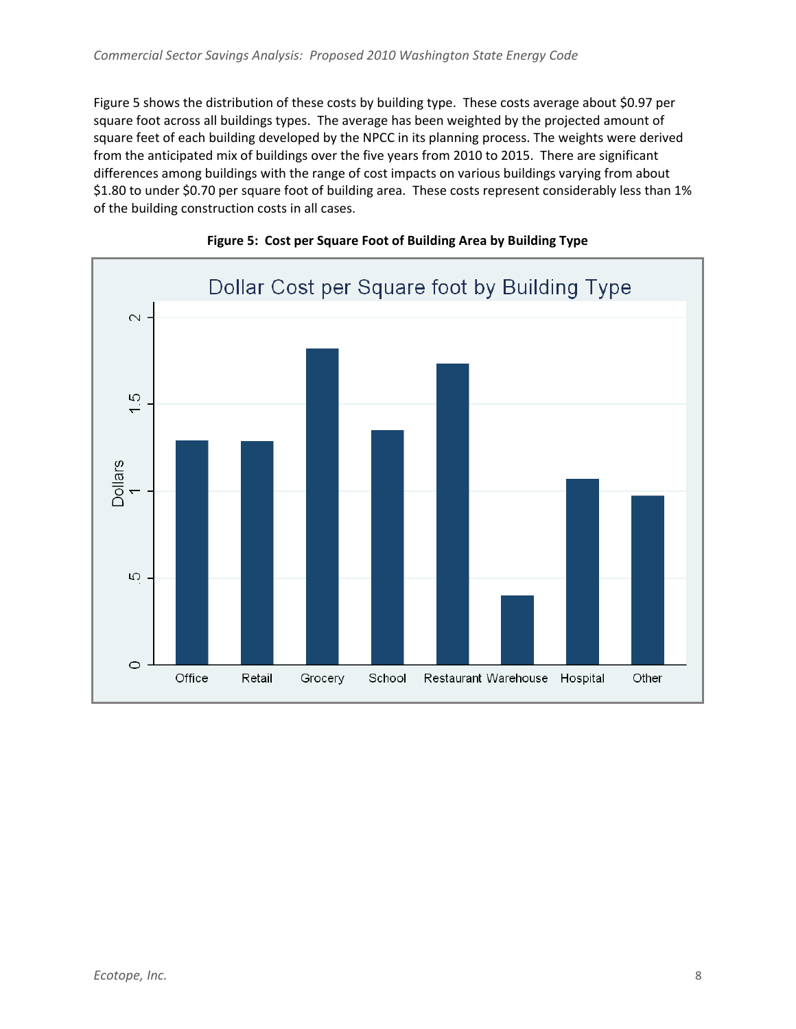Figure 5 shows the distribution of these costs by building type. These costs average about $0.97 per square foot across all buildings types. The average has been weighted by the projected amount of square feet of each building developed by the NPCC in its planning process. The weights were derived from the anticipated mix of buildings over the five years from 2010 to 2015. There are significant differences among buildings with the range of cost impacts on various buildings varying from about $1.80 to under $0.70 per square foot of building area. These costs represent considerably less than 1% of the building construction costs in all cases.

**Figure 5: Cost per Square Foot of Building Area by Building Type**

Dollar Cost per Square foot by Building Type

Dollars

0
.5
1
1.5
2

Office
Retail
Grocery
School
Restaurant
Warehouse
Hospital
Other